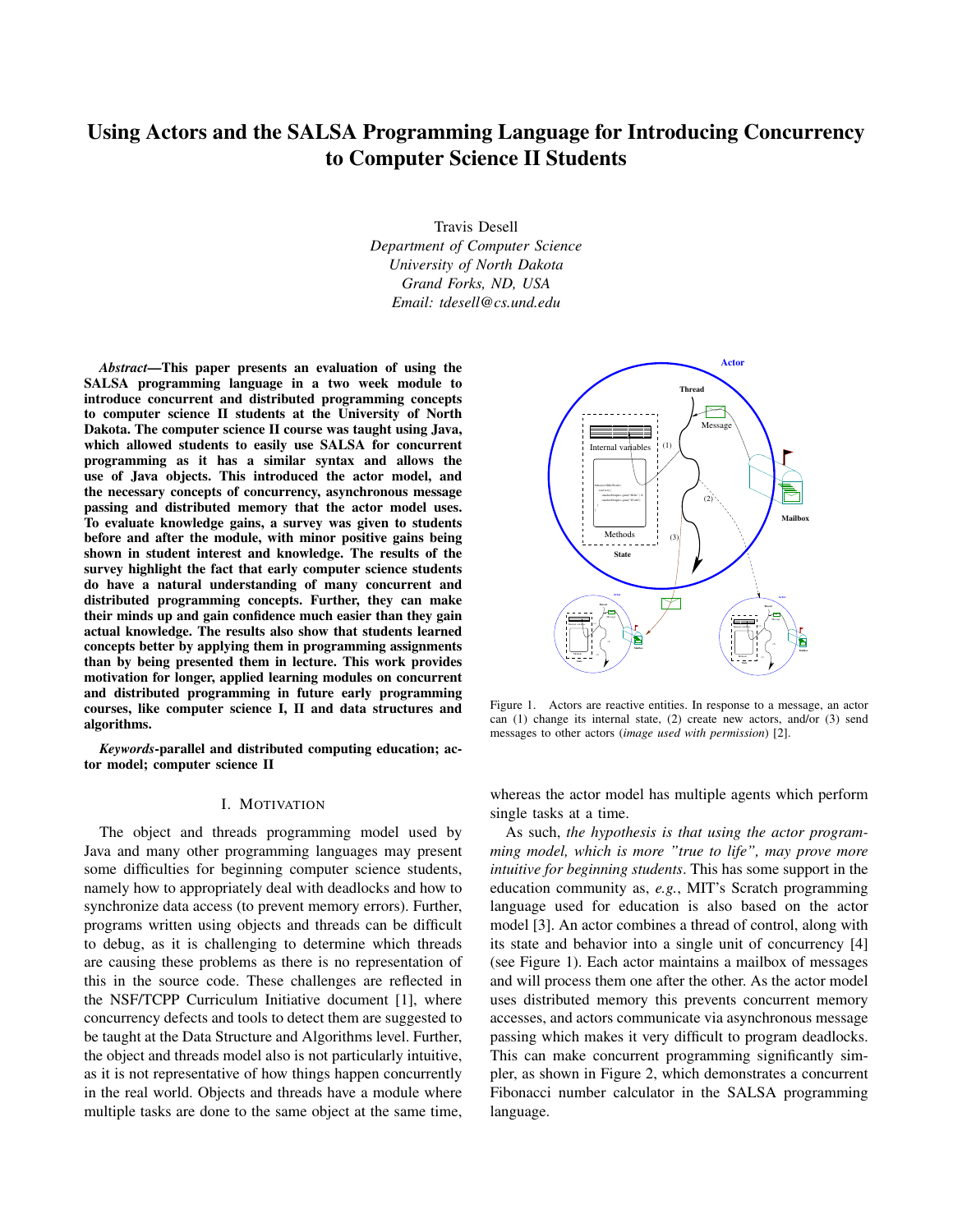# Using Actors and the SALSA Programming Language for Introducing Concurrency to Computer Science II Students

Travis Desell
*Department of Computer Science*
*University of North Dakota*
*Grand Forks, ND, USA*
*Email: tdesell@cs.und.edu*

***Abstract*—This paper presents an evaluation of using the SALSA programming language in a two week module to introduce concurrent and distributed programming concepts to computer science II students at the University of North Dakota. The computer science II course was taught using Java, which allowed students to easily use SALSA for concurrent programming as it has a similar syntax and allows the use of Java objects. This introduced the actor model, and the necessary concepts of concurrency, asynchronous message passing and distributed memory that the actor model uses. To evaluate knowledge gains, a survey was given to students before and after the module, with minor positive gains being shown in student interest and knowledge. The results of the survey highlight the fact that early computer science students do have a natural understanding of many concurrent and distributed programming concepts. Further, they can make their minds up and gain confidence much easier than they gain actual knowledge. The results also show that students learned concepts better by applying them in programming assignments than by being presented them in lecture. This work provides motivation for longer, applied learning modules on concurrent and distributed programming in future early programming courses, like computer science I, II and data structures and algorithms.**

***Keywords*-parallel and distributed computing education; actor model; computer science II**

## I. Motivation

The object and threads programming model used by Java and many other programming languages may present some difficulties for beginning computer science students, namely how to appropriately deal with deadlocks and how to synchronize data access (to prevent memory errors). Further, programs written using objects and threads can be difficult to debug, as it is challenging to determine which threads are causing these problems as there is no representation of this in the source code. These challenges are reflected in the NSF/TCPP Curriculum Initiative document [1], where concurrency defects and tools to detect them are suggested to be taught at the Data Structure and Algorithms level. Further, the object and threads model also is not particularly intuitive, as it is not representative of how things happen concurrently in the real world. Objects and threads have a module where multiple tasks are done to the same object at the same time, whereas the actor model has multiple agents which perform single tasks at a time.

As such, *the hypothesis is that using the actor programming model, which is more "true to life", may prove more intuitive for beginning students*. This has some support in the education community as, *e.g.*, MIT's Scratch programming language used for education is also based on the actor model [3]. An actor combines a thread of control, along with its state and behavior into a single unit of concurrency [4] (see Figure 1). Each actor maintains a mailbox of messages and will process them one after the other. As the actor model uses distributed memory this prevents concurrent memory accesses, and actors communicate via asynchronous message passing which makes it very difficult to program deadlocks. This can make concurrent programming significantly simpler, as shown in Figure 2, which demonstrates a concurrent Fibonacci number calculator in the SALSA programming language.

Figure 1. Actors are reactive entities. In response to a message, an actor can (1) change its internal state, (2) create new actors, and/or (3) send messages to other actors (*image used with permission*) [2].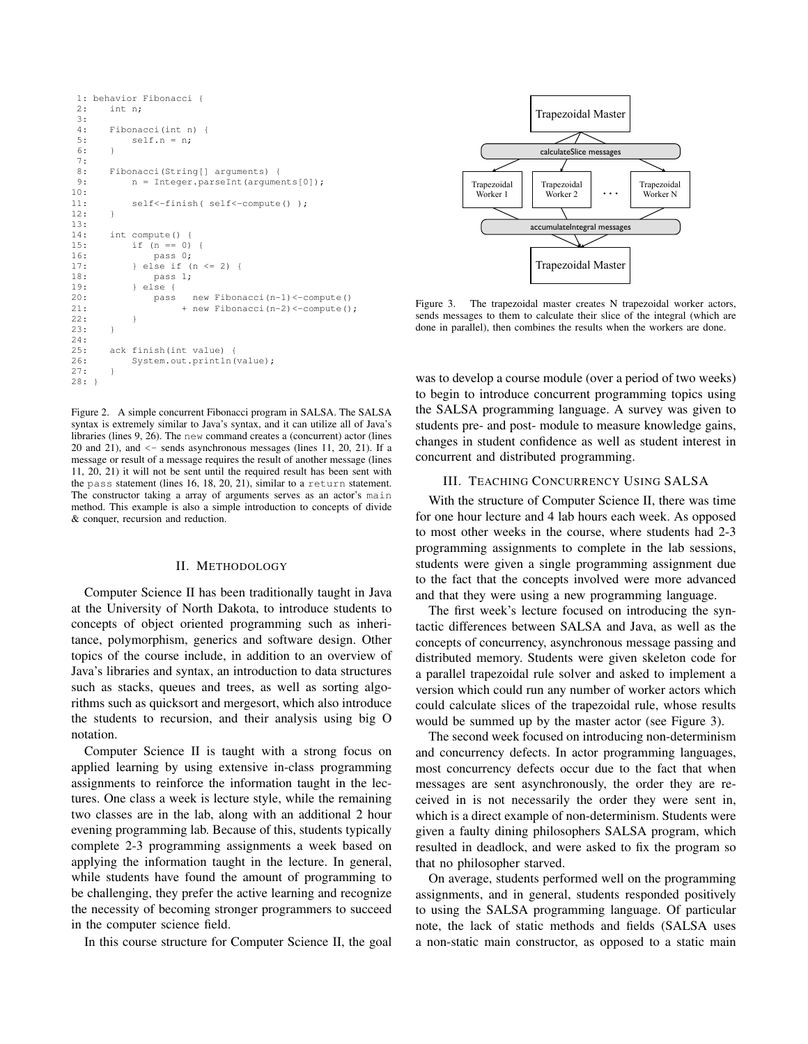```
 1: behavior Fibonacci {
 2:     int n;
 3:
 4:     Fibonacci(int n) {
 5:         self.n = n;
 6:     }
 7:
 8:     Fibonacci(String[] arguments) {
 9:         n = Integer.parseInt(arguments[0]);
10:
11:         self<-finish( self<-compute() );
12:     }
13:
14:     int compute() {
15:         if (n == 0) {
16:             pass 0;
17:         } else if (n <= 2) {
18:             pass 1;
19:         } else {
20:             pass   new Fibonacci(n-1)<-compute()
21:                  + new Fibonacci(n-2)<-compute();
22:         }
23:     }
24:
25:     ack finish(int value) {
26:         System.out.println(value);
27:     }
28: }
```

Figure 2. A simple concurrent Fibonacci program in SALSA. The SALSA syntax is extremely similar to Java's syntax, and it can utilize all of Java's libraries (lines 9, 26). The `new` command creates a (concurrent) actor (lines 20 and 21), and `<-` sends asynchronous messages (lines 11, 20, 21). If a message or result of a message requires the result of another message (lines 11, 20, 21) it will not be sent until the required result has been sent with the `pass` statement (lines 16, 18, 20, 21), similar to a `return` statement. The constructor taking a array of arguments serves as an actor's `main` method. This example is also a simple introduction to concepts of divide & conquer, recursion and reduction.

## II. Methodology

Computer Science II has been traditionally taught in Java at the University of North Dakota, to introduce students to concepts of object oriented programming such as inheritance, polymorphism, generics and software design. Other topics of the course include, in addition to an overview of Java's libraries and syntax, an introduction to data structures such as stacks, queues and trees, as well as sorting algorithms such as quicksort and mergesort, which also introduce the students to recursion, and their analysis using big O notation.

Computer Science II is taught with a strong focus on applied learning by using extensive in-class programming assignments to reinforce the information taught in the lectures. One class a week is lecture style, while the remaining two classes are in the lab, along with an additional 2 hour evening programming lab. Because of this, students typically complete 2-3 programming assignments a week based on applying the information taught in the lecture. In general, while students have found the amount of programming to be challenging, they prefer the active learning and recognize the necessity of becoming stronger programmers to succeed in the computer science field.

In this course structure for Computer Science II, the goal was to develop a course module (over a period of two weeks) to begin to introduce concurrent programming topics using the SALSA programming language. A survey was given to students pre- and post- module to measure knowledge gains, changes in student confidence as well as student interest in concurrent and distributed programming.

Figure 3. The trapezoidal master creates N trapezoidal worker actors, sends messages to them to calculate their slice of the integral (which are done in parallel), then combines the results when the workers are done.

## III. Teaching Concurrency Using SALSA

With the structure of Computer Science II, there was time for one hour lecture and 4 lab hours each week. As opposed to most other weeks in the course, where students had 2-3 programming assignments to complete in the lab sessions, students were given a single programming assignment due to the fact that the concepts involved were more advanced and that they were using a new programming language.

The first week's lecture focused on introducing the syntactic differences between SALSA and Java, as well as the concepts of concurrency, asynchronous message passing and distributed memory. Students were given skeleton code for a parallel trapezoidal rule solver and asked to implement a version which could run any number of worker actors which could calculate slices of the trapezoidal rule, whose results would be summed up by the master actor (see Figure 3).

The second week focused on introducing non-determinism and concurrency defects. In actor programming languages, most concurrency defects occur due to the fact that when messages are sent asynchronously, the order they are received in is not necessarily the order they were sent in, which is a direct example of non-determinism. Students were given a faulty dining philosophers SALSA program, which resulted in deadlock, and were asked to fix the program so that no philosopher starved.

On average, students performed well on the programming assignments, and in general, students responded positively to using the SALSA programming language. Of particular note, the lack of static methods and fields (SALSA uses a non-static main constructor, as opposed to a static main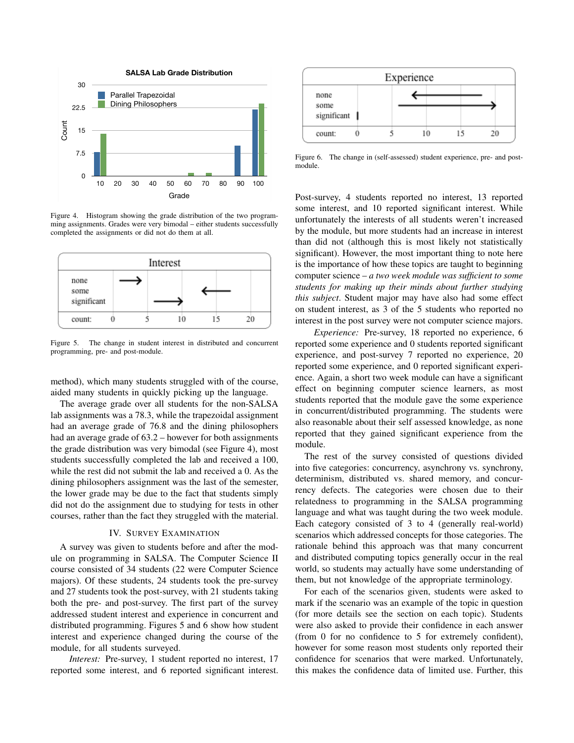Figure 4. Histogram showing the grade distribution of the two programming assignments. Grades were very bimodal – either students successfully completed the assignments or did not do them at all.

Figure 5. The change in student interest in distributed and concurrent programming, pre- and post-module.

method), which many students struggled with of the course, aided many students in quickly picking up the language.

The average grade over all students for the non-SALSA lab assignments was a 78.3, while the trapezoidal assignment had an average grade of 76.8 and the dining philosophers had an average grade of 63.2 – however for both assignments the grade distribution was very bimodal (see Figure 4), most students successfully completed the lab and received a 100, while the rest did not submit the lab and received a 0. As the dining philosophers assignment was the last of the semester, the lower grade may be due to the fact that students simply did not do the assignment due to studying for tests in other courses, rather than the fact they struggled with the material.

## IV. Survey Examination

A survey was given to students before and after the module on programming in SALSA. The Computer Science II course consisted of 34 students (22 were Computer Science majors). Of these students, 24 students took the pre-survey and 27 students took the post-survey, with 21 students taking both the pre- and post-survey. The first part of the survey addressed student interest and experience in concurrent and distributed programming. Figures 5 and 6 show how student interest and experience changed during the course of the module, for all students surveyed.

*Interest:* Pre-survey, 1 student reported no interest, 17 reported some interest, and 6 reported significant interest.

Figure 6. The change in (self-assessed) student experience, pre- and post-module.

Post-survey, 4 students reported no interest, 13 reported some interest, and 10 reported significant interest. While unfortunately the interests of all students weren't increased by the module, but more students had an increase in interest than did not (although this is most likely not statistically significant). However, the most important thing to note here is the importance of how these topics are taught to beginning computer science – *a two week module was sufficient to some students for making up their minds about further studying this subject*. Student major may have also had some effect on student interest, as 3 of the 5 students who reported no interest in the post survey were not computer science majors.

*Experience:* Pre-survey, 18 reported no experience, 6 reported some experience and 0 students reported significant experience, and post-survey 7 reported no experience, 20 reported some experience, and 0 reported significant experience. Again, a short two week module can have a significant effect on beginning computer science learners, as most students reported that the module gave the some experience in concurrent/distributed programming. The students were also reasonable about their self assessed knowledge, as none reported that they gained significant experience from the module.

The rest of the survey consisted of questions divided into five categories: concurrency, asynchrony vs. synchrony, determinism, distributed vs. shared memory, and concurrency defects. The categories were chosen due to their relatedness to programming in the SALSA programming language and what was taught during the two week module. Each category consisted of 3 to 4 (generally real-world) scenarios which addressed concepts for those categories. The rationale behind this approach was that many concurrent and distributed computing topics generally occur in the real world, so students may actually have some understanding of them, but not knowledge of the appropriate terminology.

For each of the scenarios given, students were asked to mark if the scenario was an example of the topic in question (for more details see the section on each topic). Students were also asked to provide their confidence in each answer (from 0 for no confidence to 5 for extremely confident), however for some reason most students only reported their confidence for scenarios that were marked. Unfortunately, this makes the confidence data of limited use. Further, this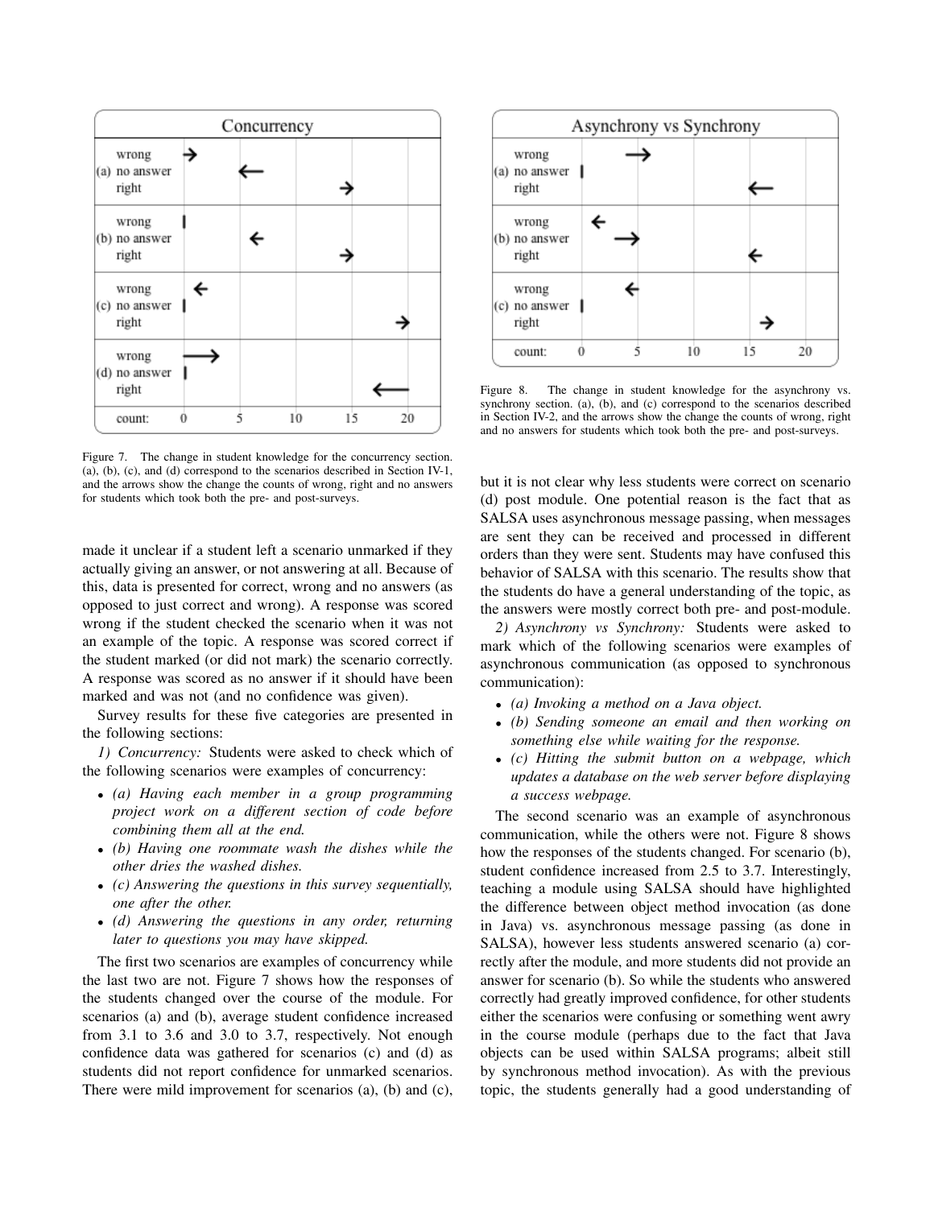Figure 7. The change in student knowledge for the concurrency section. (a), (b), (c), and (d) correspond to the scenarios described in Section IV-1, and the arrows show the change the counts of wrong, right and no answers for students which took both the pre- and post-surveys.

made it unclear if a student left a scenario unmarked if they actually giving an answer, or not answering at all. Because of this, data is presented for correct, wrong and no answers (as opposed to just correct and wrong). A response was scored wrong if the student checked the scenario when it was not an example of the topic. A response was scored correct if the student marked (or did not mark) the scenario correctly. A response was scored as no answer if it should have been marked and was not (and no confidence was given).

Survey results for these five categories are presented in the following sections:

*1) Concurrency:* Students were asked to check which of the following scenarios were examples of concurrency:

- *(a) Having each member in a group programming project work on a different section of code before combining them all at the end.*
- *(b) Having one roommate wash the dishes while the other dries the washed dishes.*
- *(c) Answering the questions in this survey sequentially, one after the other.*
- *(d) Answering the questions in any order, returning later to questions you may have skipped.*

The first two scenarios are examples of concurrency while the last two are not. Figure 7 shows how the responses of the students changed over the course of the module. For scenarios (a) and (b), average student confidence increased from 3.1 to 3.6 and 3.0 to 3.7, respectively. Not enough confidence data was gathered for scenarios (c) and (d) as students did not report confidence for unmarked scenarios. There were mild improvement for scenarios (a), (b) and (c), but it is not clear why less students were correct on scenario (d) post module. One potential reason is the fact that as SALSA uses asynchronous message passing, when messages are sent they can be received and processed in different orders than they were sent. Students may have confused this behavior of SALSA with this scenario. The results show that the students do have a general understanding of the topic, as the answers were mostly correct both pre- and post-module.

Figure 8. The change in student knowledge for the asynchrony vs. synchrony section. (a), (b), and (c) correspond to the scenarios described in Section IV-2, and the arrows show the change the counts of wrong, right and no answers for students which took both the pre- and post-surveys.

*2) Asynchrony vs Synchrony:* Students were asked to mark which of the following scenarios were examples of asynchronous communication (as opposed to synchronous communication):

- *(a) Invoking a method on a Java object.*
- *(b) Sending someone an email and then working on something else while waiting for the response.*
- *(c) Hitting the submit button on a webpage, which updates a database on the web server before displaying a success webpage.*

The second scenario was an example of asynchronous communication, while the others were not. Figure 8 shows how the responses of the students changed. For scenario (b), student confidence increased from 2.5 to 3.7. Interestingly, teaching a module using SALSA should have highlighted the difference between object method invocation (as done in Java) vs. asynchronous message passing (as done in SALSA), however less students answered scenario (a) correctly after the module, and more students did not provide an answer for scenario (b). So while the students who answered correctly had greatly improved confidence, for other students either the scenarios were confusing or something went awry in the course module (perhaps due to the fact that Java objects can be used within SALSA programs; albeit still by synchronous method invocation). As with the previous topic, the students generally had a good understanding of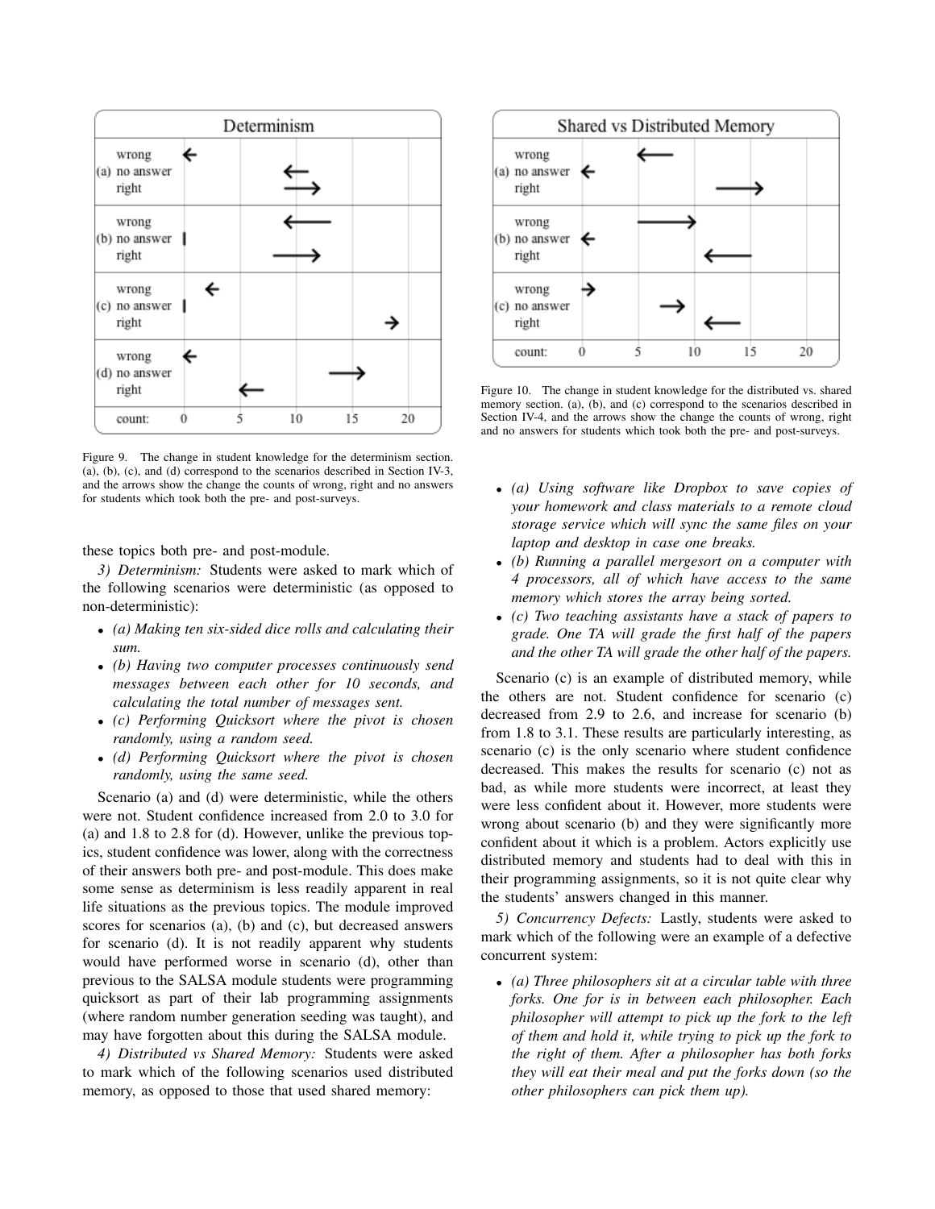Figure 9. The change in student knowledge for the determinism section. (a), (b), (c), and (d) correspond to the scenarios described in Section IV-3, and the arrows show the change the counts of wrong, right and no answers for students which took both the pre- and post-surveys.

these topics both pre- and post-module.

*3) Determinism:* Students were asked to mark which of the following scenarios were deterministic (as opposed to non-deterministic):

- *(a) Making ten six-sided dice rolls and calculating their sum.*
- *(b) Having two computer processes continuously send messages between each other for 10 seconds, and calculating the total number of messages sent.*
- *(c) Performing Quicksort where the pivot is chosen randomly, using a random seed.*
- *(d) Performing Quicksort where the pivot is chosen randomly, using the same seed.*

Scenario (a) and (d) were deterministic, while the others were not. Student confidence increased from 2.0 to 3.0 for (a) and 1.8 to 2.8 for (d). However, unlike the previous topics, student confidence was lower, along with the correctness of their answers both pre- and post-module. This does make some sense as determinism is less readily apparent in real life situations as the previous topics. The module improved scores for scenarios (a), (b) and (c), but decreased answers for scenario (d). It is not readily apparent why students would have performed worse in scenario (d), other than previous to the SALSA module students were programming quicksort as part of their lab programming assignments (where random number generation seeding was taught), and may have forgotten about this during the SALSA module.

*4) Distributed vs Shared Memory:* Students were asked to mark which of the following scenarios used distributed memory, as opposed to those that used shared memory:

Figure 10. The change in student knowledge for the distributed vs. shared memory section. (a), (b), and (c) correspond to the scenarios described in Section IV-4, and the arrows show the change the counts of wrong, right and no answers for students which took both the pre- and post-surveys.

- *(a) Using software like Dropbox to save copies of your homework and class materials to a remote cloud storage service which will sync the same files on your laptop and desktop in case one breaks.*
- *(b) Running a parallel mergesort on a computer with 4 processors, all of which have access to the same memory which stores the array being sorted.*
- *(c) Two teaching assistants have a stack of papers to grade. One TA will grade the first half of the papers and the other TA will grade the other half of the papers.*

Scenario (c) is an example of distributed memory, while the others are not. Student confidence for scenario (c) decreased from 2.9 to 2.6, and increase for scenario (b) from 1.8 to 3.1. These results are particularly interesting, as scenario (c) is the only scenario where student confidence decreased. This makes the results for scenario (c) not as bad, as while more students were incorrect, at least they were less confident about it. However, more students were wrong about scenario (b) and they were significantly more confident about it which is a problem. Actors explicitly use distributed memory and students had to deal with this in their programming assignments, so it is not quite clear why the students' answers changed in this manner.

*5) Concurrency Defects:* Lastly, students were asked to mark which of the following were an example of a defective concurrent system:

- *(a) Three philosophers sit at a circular table with three forks. One for is in between each philosopher. Each philosopher will attempt to pick up the fork to the left of them and hold it, while trying to pick up the fork to the right of them. After a philosopher has both forks they will eat their meal and put the forks down (so the other philosophers can pick them up).*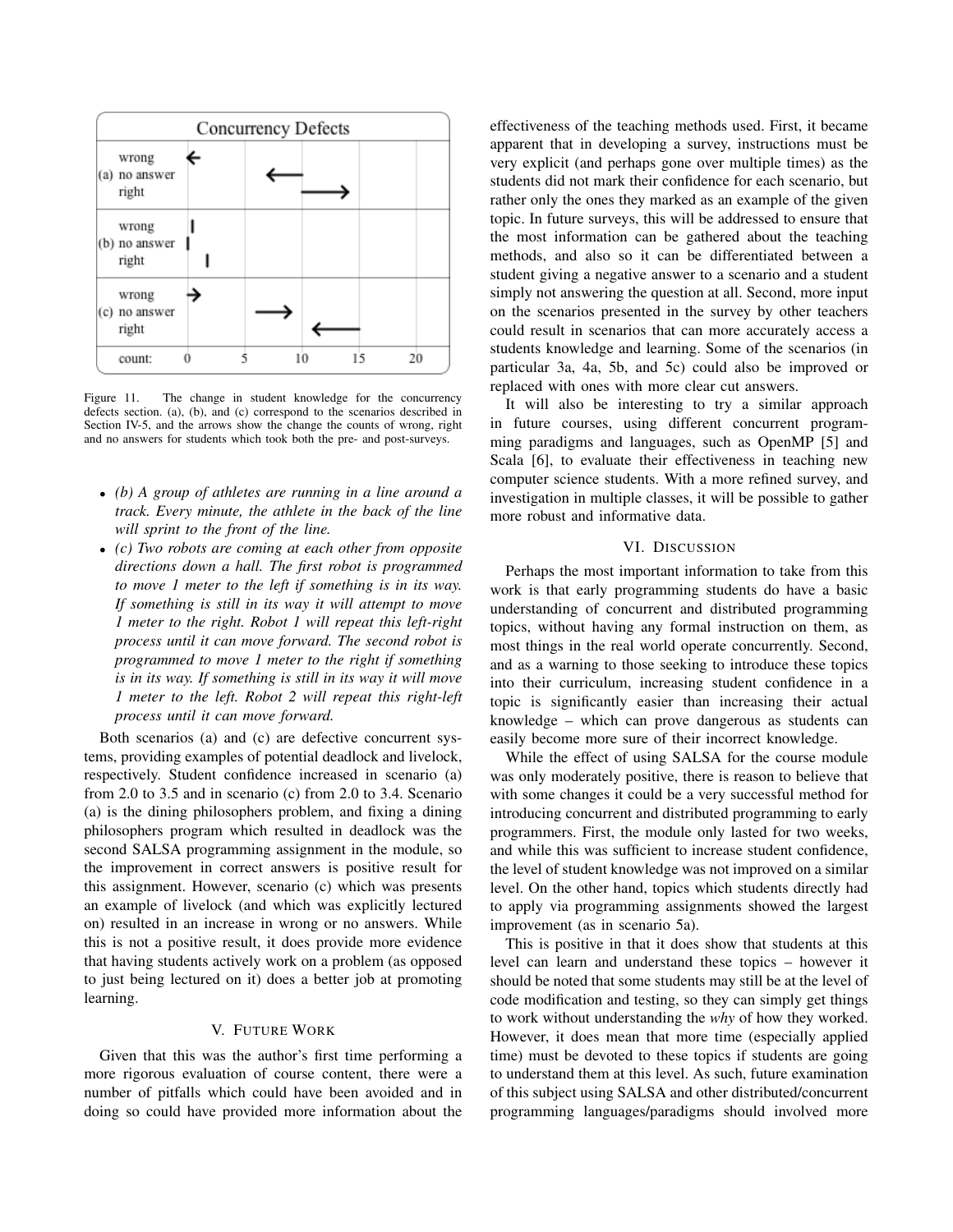Figure 11. The change in student knowledge for the concurrency defects section. (a), (b), and (c) correspond to the scenarios described in Section IV-5, and the arrows show the change the counts of wrong, right and no answers for students which took both the pre- and post-surveys.

- *(b) A group of athletes are running in a line around a track. Every minute, the athlete in the back of the line will sprint to the front of the line.*
- *(c) Two robots are coming at each other from opposite directions down a hall. The first robot is programmed to move 1 meter to the left if something is in its way. If something is still in its way it will attempt to move 1 meter to the right. Robot 1 will repeat this left-right process until it can move forward. The second robot is programmed to move 1 meter to the right if something is in its way. If something is still in its way it will move 1 meter to the left. Robot 2 will repeat this right-left process until it can move forward.*

Both scenarios (a) and (c) are defective concurrent systems, providing examples of potential deadlock and livelock, respectively. Student confidence increased in scenario (a) from 2.0 to 3.5 and in scenario (c) from 2.0 to 3.4. Scenario (a) is the dining philosophers problem, and fixing a dining philosophers program which resulted in deadlock was the second SALSA programming assignment in the module, so the improvement in correct answers is positive result for this assignment. However, scenario (c) which was presents an example of livelock (and which was explicitly lectured on) resulted in an increase in wrong or no answers. While this is not a positive result, it does provide more evidence that having students actively work on a problem (as opposed to just being lectured on it) does a better job at promoting learning.

## V. Future Work

Given that this was the author's first time performing a more rigorous evaluation of course content, there were a number of pitfalls which could have been avoided and in doing so could have provided more information about the effectiveness of the teaching methods used. First, it became apparent that in developing a survey, instructions must be very explicit (and perhaps gone over multiple times) as the students did not mark their confidence for each scenario, but rather only the ones they marked as an example of the given topic. In future surveys, this will be addressed to ensure that the most information can be gathered about the teaching methods, and also so it can be differentiated between a student giving a negative answer to a scenario and a student simply not answering the question at all. Second, more input on the scenarios presented in the survey by other teachers could result in scenarios that can more accurately access a students knowledge and learning. Some of the scenarios (in particular 3a, 4a, 5b, and 5c) could also be improved or replaced with ones with more clear cut answers.

It will also be interesting to try a similar approach in future courses, using different concurrent programming paradigms and languages, such as OpenMP [5] and Scala [6], to evaluate their effectiveness in teaching new computer science students. With a more refined survey, and investigation in multiple classes, it will be possible to gather more robust and informative data.

## VI. Discussion

Perhaps the most important information to take from this work is that early programming students do have a basic understanding of concurrent and distributed programming topics, without having any formal instruction on them, as most things in the real world operate concurrently. Second, and as a warning to those seeking to introduce these topics into their curriculum, increasing student confidence in a topic is significantly easier than increasing their actual knowledge – which can prove dangerous as students can easily become more sure of their incorrect knowledge.

While the effect of using SALSA for the course module was only moderately positive, there is reason to believe that with some changes it could be a very successful method for introducing concurrent and distributed programming to early programmers. First, the module only lasted for two weeks, and while this was sufficient to increase student confidence, the level of student knowledge was not improved on a similar level. On the other hand, topics which students directly had to apply via programming assignments showed the largest improvement (as in scenario 5a).

This is positive in that it does show that students at this level can learn and understand these topics – however it should be noted that some students may still be at the level of code modification and testing, so they can simply get things to work without understanding the *why* of how they worked. However, it does mean that more time (especially applied time) must be devoted to these topics if students are going to understand them at this level. As such, future examination of this subject using SALSA and other distributed/concurrent programming languages/paradigms should involved more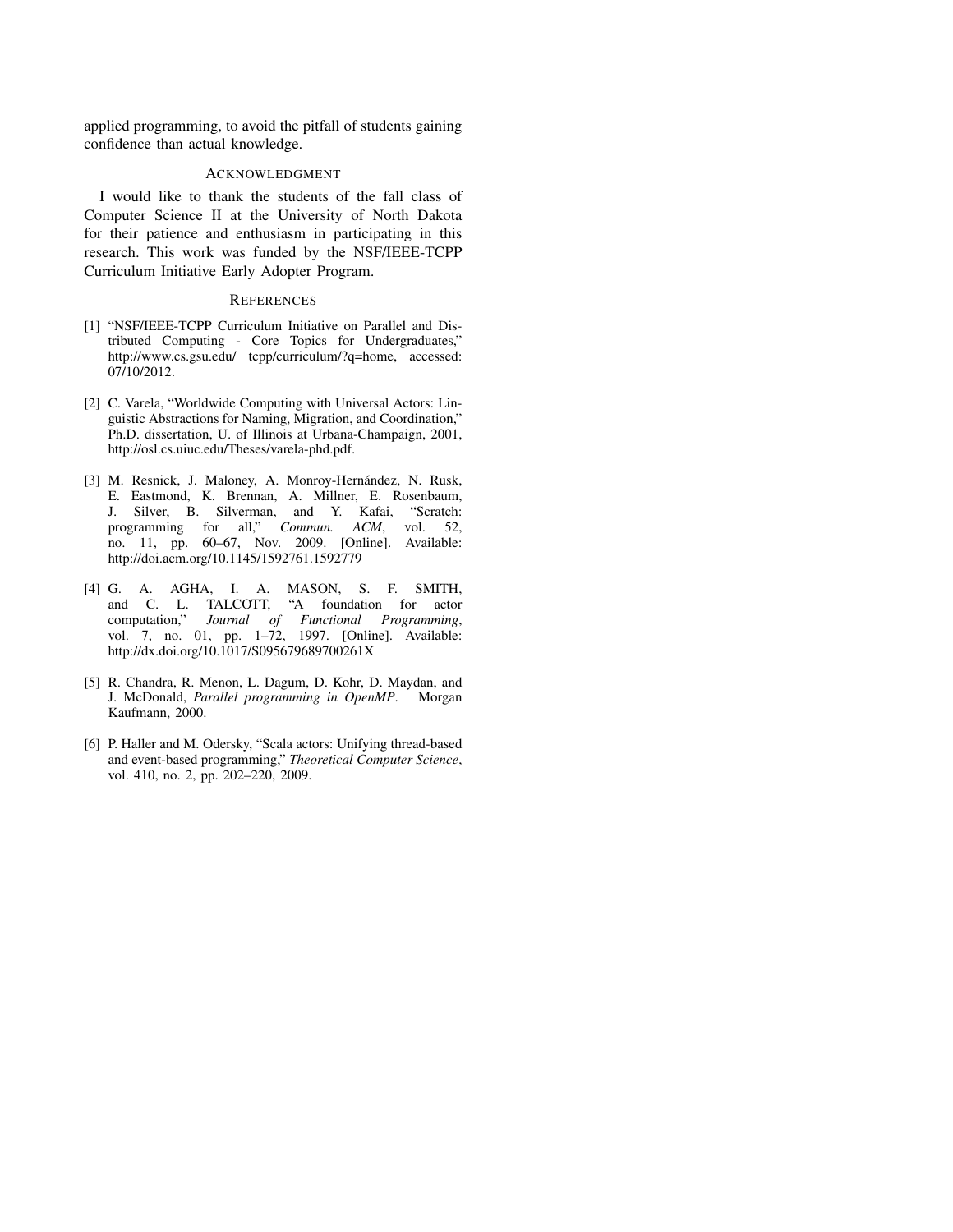applied programming, to avoid the pitfall of students gaining confidence than actual knowledge.

## Acknowledgment

I would like to thank the students of the fall class of Computer Science II at the University of North Dakota for their patience and enthusiasm in participating in this research. This work was funded by the NSF/IEEE-TCPP Curriculum Initiative Early Adopter Program.

## References

[1] "NSF/IEEE-TCPP Curriculum Initiative on Parallel and Distributed Computing - Core Topics for Undergraduates," http://www.cs.gsu.edu/ tcpp/curriculum/?q=home, accessed: 07/10/2012.

[2] C. Varela, "Worldwide Computing with Universal Actors: Linguistic Abstractions for Naming, Migration, and Coordination," Ph.D. dissertation, U. of Illinois at Urbana-Champaign, 2001, http://osl.cs.uiuc.edu/Theses/varela-phd.pdf.

[3] M. Resnick, J. Maloney, A. Monroy-Hernández, N. Rusk, E. Eastmond, K. Brennan, A. Millner, E. Rosenbaum, J. Silver, B. Silverman, and Y. Kafai, "Scratch: programming for all," *Commun. ACM*, vol. 52, no. 11, pp. 60–67, Nov. 2009. [Online]. Available: http://doi.acm.org/10.1145/1592761.1592779

[4] G. A. AGHA, I. A. MASON, S. F. SMITH, and C. L. TALCOTT, "A foundation for actor computation," *Journal of Functional Programming*, vol. 7, no. 01, pp. 1–72, 1997. [Online]. Available: http://dx.doi.org/10.1017/S095679689700261X

[5] R. Chandra, R. Menon, L. Dagum, D. Kohr, D. Maydan, and J. McDonald, *Parallel programming in OpenMP*. Morgan Kaufmann, 2000.

[6] P. Haller and M. Odersky, "Scala actors: Unifying thread-based and event-based programming," *Theoretical Computer Science*, vol. 410, no. 2, pp. 202–220, 2009.